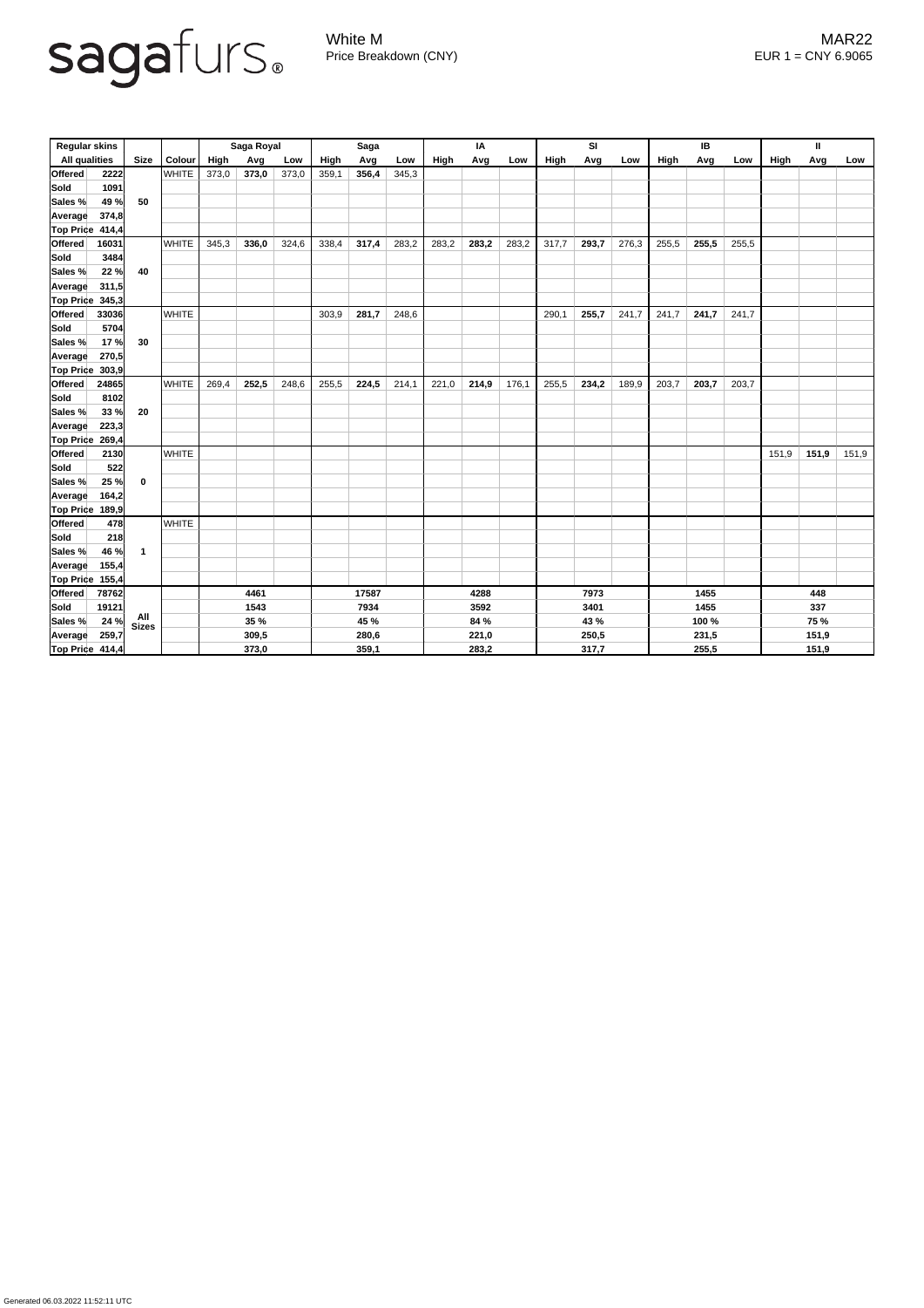sagafurs®

White M
Price Breakdown (CNY)

MAR22
EUR 1 = CNY 6.9065

| Regular skins | | | | Saga Royal | | | Saga | | | IA | | | SI | | | IB | | | II | | |
|---|---|---|---|---|---|---|---|---|---|---|---|---|---|---|---|---|---|---|---|---|---|
| All qualities | | Size | Colour | High | Avg | Low | High | Avg | Low | High | Avg | Low | High | Avg | Low | High | Avg | Low | High | Avg | Low |
| **Offered** | **2222** | **50** | WHITE | 373,0 | **373,0** | 373,0 | 359,1 | **356,4** | 345,3 | | | | | | | | | | | | |
| **Sold** | **1091** | | | | | | | | | | | | | | | | | | | | |
| **Sales %** | **49 %** | | | | | | | | | | | | | | | | | | | | |
| **Average** | **374,8** | | | | | | | | | | | | | | | | | | | | |
| **Top Price** | **414,4** | | | | | | | | | | | | | | | | | | | | |
| **Offered** | **16031** | **40** | WHITE | 345,3 | **336,0** | 324,6 | 338,4 | **317,4** | 283,2 | 283,2 | **283,2** | 283,2 | 317,7 | **293,7** | 276,3 | 255,5 | **255,5** | 255,5 | | | |
| **Sold** | **3484** | | | | | | | | | | | | | | | | | | | | |
| **Sales %** | **22 %** | | | | | | | | | | | | | | | | | | | | |
| **Average** | **311,5** | | | | | | | | | | | | | | | | | | | | |
| **Top Price** | **345,3** | | | | | | | | | | | | | | | | | | | | |
| **Offered** | **33036** | **30** | WHITE | | | | 303,9 | **281,7** | 248,6 | | | | 290,1 | **255,7** | 241,7 | 241,7 | **241,7** | 241,7 | | | |
| **Sold** | **5704** | | | | | | | | | | | | | | | | | | | | |
| **Sales %** | **17 %** | | | | | | | | | | | | | | | | | | | | |
| **Average** | **270,5** | | | | | | | | | | | | | | | | | | | | |
| **Top Price** | **303,9** | | | | | | | | | | | | | | | | | | | | |
| **Offered** | **24865** | **20** | WHITE | 269,4 | **252,5** | 248,6 | 255,5 | **224,5** | 214,1 | 221,0 | **214,9** | 176,1 | 255,5 | **234,2** | 189,9 | 203,7 | **203,7** | 203,7 | | | |
| **Sold** | **8102** | | | | | | | | | | | | | | | | | | | | |
| **Sales %** | **33 %** | | | | | | | | | | | | | | | | | | | | |
| **Average** | **223,3** | | | | | | | | | | | | | | | | | | | | |
| **Top Price** | **269,4** | | | | | | | | | | | | | | | | | | | | |
| **Offered** | **2130** | **0** | WHITE | | | | | | | | | | | | | | | | 151,9 | **151,9** | 151,9 |
| **Sold** | **522** | | | | | | | | | | | | | | | | | | | | |
| **Sales %** | **25 %** | | | | | | | | | | | | | | | | | | | | |
| **Average** | **164,2** | | | | | | | | | | | | | | | | | | | | |
| **Top Price** | **189,9** | | | | | | | | | | | | | | | | | | | | |
| **Offered** | **478** | **1** | WHITE | | | | | | | | | | | | | | | | | | |
| **Sold** | **218** | | | | | | | | | | | | | | | | | | | | |
| **Sales %** | **46 %** | | | | | | | | | | | | | | | | | | | | |
| **Average** | **155,4** | | | | | | | | | | | | | | | | | | | | |
| **Top Price** | **155,4** | | | | | | | | | | | | | | | | | | | | |
| **Offered** | **78762** | **All Sizes** | | | **4461** | | | **17587** | | | **4288** | | | **7973** | | | **1455** | | | **448** | |
| **Sold** | **19121** | | | | **1543** | | | **7934** | | | **3592** | | | **3401** | | | **1455** | | | **337** | |
| **Sales %** | **24 %** | | | | **35 %** | | | **45 %** | | | **84 %** | | | **43 %** | | | **100 %** | | | **75 %** | |
| **Average** | **259,7** | | | | **309,5** | | | **280,6** | | | **221,0** | | | **250,5** | | | **231,5** | | | **151,9** | |
| **Top Price** | **414,4** | | | | **373,0** | | | **359,1** | | | **283,2** | | | **317,7** | | | **255,5** | | | **151,9** | |

Generated 06.03.2022 11:52:11 UTC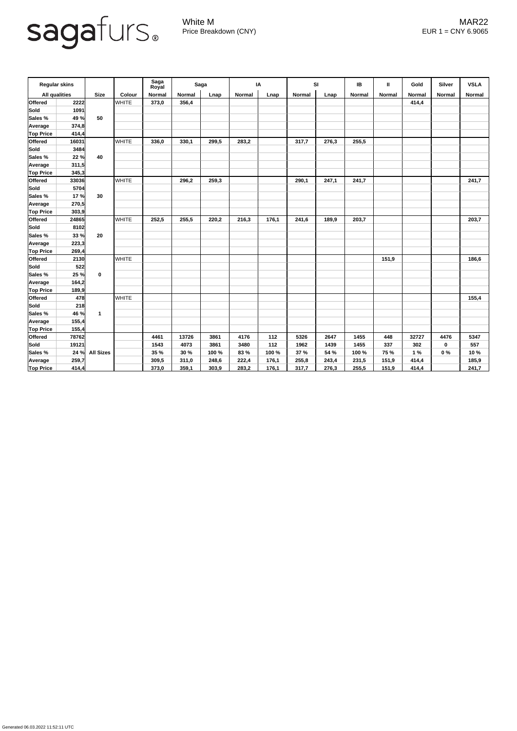sagafurs®

White M
Price Breakdown (CNY)

MAR22
EUR 1 = CNY 6.9065

| Regular skins | | | | Saga Royal | Saga | | IA | | SI | | IB | II | Gold | Silver | VSLA |
|---|---|---|---|---|---|---|---|---|---|---|---|---|---|---|---|
| All qualities | | Size | Colour | Normal | Normal | Lnap | Normal | Lnap | Normal | Lnap | Normal | Normal | Normal | Normal | Normal |
| Offered | 2222 | 50 | WHITE | 373,0 | 356,4 | | | | | | | | 414,4 | | |
| Sold | 1091 | | | | | | | | | | | | | | |
| Sales % | 49 % | | | | | | | | | | | | | | |
| Average | 374,8 | | | | | | | | | | | | | | |
| Top Price | 414,4 | | | | | | | | | | | | | | |
| Offered | 16031 | 40 | WHITE | 336,0 | 330,1 | 299,5 | 283,2 | | 317,7 | 276,3 | 255,5 | | | | |
| Sold | 3484 | | | | | | | | | | | | | | |
| Sales % | 22 % | | | | | | | | | | | | | | |
| Average | 311,5 | | | | | | | | | | | | | | |
| Top Price | 345,3 | | | | | | | | | | | | | | |
| Offered | 33036 | 30 | WHITE | | 296,2 | 259,3 | | | 290,1 | 247,1 | 241,7 | | | | 241,7 |
| Sold | 5704 | | | | | | | | | | | | | | |
| Sales % | 17 % | | | | | | | | | | | | | | |
| Average | 270,5 | | | | | | | | | | | | | | |
| Top Price | 303,9 | | | | | | | | | | | | | | |
| Offered | 24865 | 20 | WHITE | 252,5 | 255,5 | 220,2 | 216,3 | 176,1 | 241,6 | 189,9 | 203,7 | | | | 203,7 |
| Sold | 8102 | | | | | | | | | | | | | | |
| Sales % | 33 % | | | | | | | | | | | | | | |
| Average | 223,3 | | | | | | | | | | | | | | |
| Top Price | 269,4 | | | | | | | | | | | | | | |
| Offered | 2130 | 0 | WHITE | | | | | | | | | 151,9 | | | 186,6 |
| Sold | 522 | | | | | | | | | | | | | | |
| Sales % | 25 % | | | | | | | | | | | | | | |
| Average | 164,2 | | | | | | | | | | | | | | |
| Top Price | 189,9 | | | | | | | | | | | | | | |
| Offered | 478 | 1 | WHITE | | | | | | | | | | | | 155,4 |
| Sold | 218 | | | | | | | | | | | | | | |
| Sales % | 46 % | | | | | | | | | | | | | | |
| Average | 155,4 | | | | | | | | | | | | | | |
| Top Price | 155,4 | | | | | | | | | | | | | | |
| Offered | 78762 | All Sizes | | 4461 | 13726 | 3861 | 4176 | 112 | 5326 | 2647 | 1455 | 448 | 32727 | 4476 | 5347 |
| Sold | 19121 | | | 1543 | 4073 | 3861 | 3480 | 112 | 1962 | 1439 | 1455 | 337 | 302 | 0 | 557 |
| Sales % | 24 % | | | 35 % | 30 % | 100 % | 83 % | 100 % | 37 % | 54 % | 100 % | 75 % | 1 % | 0 % | 10 % |
| Average | 259,7 | | | 309,5 | 311,0 | 248,6 | 222,4 | 176,1 | 255,8 | 243,4 | 231,5 | 151,9 | 414,4 | | 185,9 |
| Top Price | 414,4 | | | 373,0 | 359,1 | 303,9 | 283,2 | 176,1 | 317,7 | 276,3 | 255,5 | 151,9 | 414,4 | | 241,7 |

Generated 06.03.2022 11:52:11 UTC